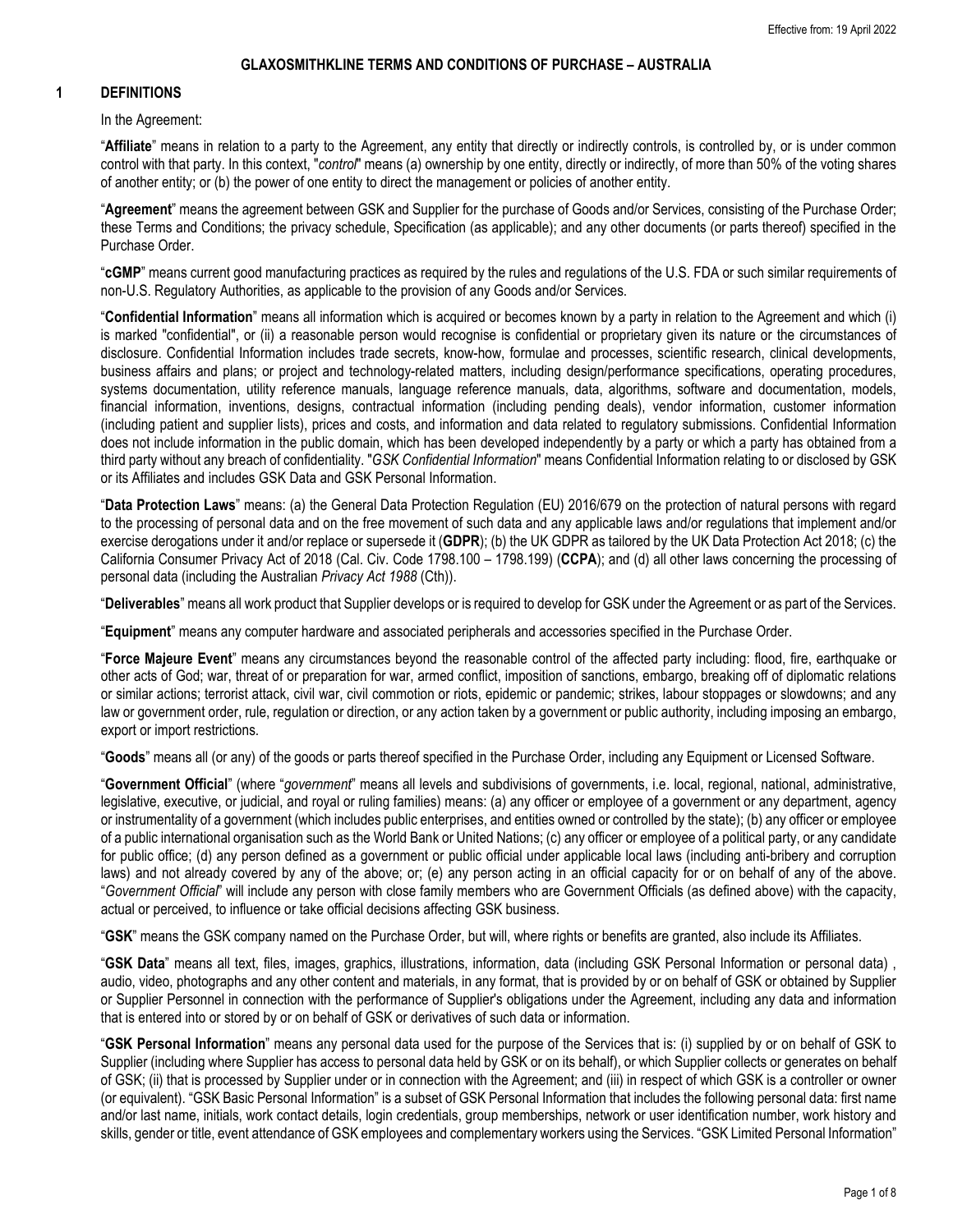Effective from: 19 April 2022

# GLAXOSMITHKLINE TERMS AND CONDITIONS OF PURCHASE – AUSTRALIA

## 1 DEFINITIONS

In the Agreement:

"**Affiliate**" means in relation to a party to the Agreement, any entity that directly or indirectly controls, is controlled by, or is under common control with that party. In this context, "*control*" means (a) ownership by one entity, directly or indirectly, of more than 50% of the voting shares of another entity; or (b) the power of one entity to direct the management or policies of another entity.

"**Agreement**" means the agreement between GSK and Supplier for the purchase of Goods and/or Services, consisting of the Purchase Order; these Terms and Conditions; the privacy schedule, Specification (as applicable); and any other documents (or parts thereof) specified in the Purchase Order.

"**cGMP**" means current good manufacturing practices as required by the rules and regulations of the U.S. FDA or such similar requirements of non-U.S. Regulatory Authorities, as applicable to the provision of any Goods and/or Services.

"**Confidential Information**" means all information which is acquired or becomes known by a party in relation to the Agreement and which (i) is marked "confidential", or (ii) a reasonable person would recognise is confidential or proprietary given its nature or the circumstances of disclosure. Confidential Information includes trade secrets, know-how, formulae and processes, scientific research, clinical developments, business affairs and plans; or project and technology-related matters, including design/performance specifications, operating procedures, systems documentation, utility reference manuals, language reference manuals, data, algorithms, software and documentation, models, financial information, inventions, designs, contractual information (including pending deals), vendor information, customer information (including patient and supplier lists), prices and costs, and information and data related to regulatory submissions. Confidential Information does not include information in the public domain, which has been developed independently by a party or which a party has obtained from a third party without any breach of confidentiality. "*GSK Confidential Information*" means Confidential Information relating to or disclosed by GSK or its Affiliates and includes GSK Data and GSK Personal Information.

"**Data Protection Laws**" means: (a) the General Data Protection Regulation (EU) 2016/679 on the protection of natural persons with regard to the processing of personal data and on the free movement of such data and any applicable laws and/or regulations that implement and/or exercise derogations under it and/or replace or supersede it (**GDPR**); (b) the UK GDPR as tailored by the UK Data Protection Act 2018; (c) the California Consumer Privacy Act of 2018 (Cal. Civ. Code 1798.100 – 1798.199) (**CCPA**); and (d) all other laws concerning the processing of personal data (including the Australian *Privacy Act 1988* (Cth)).

"**Deliverables**" means all work product that Supplier develops or is required to develop for GSK under the Agreement or as part of the Services.

"**Equipment**" means any computer hardware and associated peripherals and accessories specified in the Purchase Order.

"**Force Majeure Event**" means any circumstances beyond the reasonable control of the affected party including: flood, fire, earthquake or other acts of God; war, threat of or preparation for war, armed conflict, imposition of sanctions, embargo, breaking off of diplomatic relations or similar actions; terrorist attack, civil war, civil commotion or riots, epidemic or pandemic; strikes, labour stoppages or slowdowns; and any law or government order, rule, regulation or direction, or any action taken by a government or public authority, including imposing an embargo, export or import restrictions.

"**Goods**" means all (or any) of the goods or parts thereof specified in the Purchase Order, including any Equipment or Licensed Software.

"**Government Official**" (where "*government*" means all levels and subdivisions of governments, i.e. local, regional, national, administrative, legislative, executive, or judicial, and royal or ruling families) means: (a) any officer or employee of a government or any department, agency or instrumentality of a government (which includes public enterprises, and entities owned or controlled by the state); (b) any officer or employee of a public international organisation such as the World Bank or United Nations; (c) any officer or employee of a political party, or any candidate for public office; (d) any person defined as a government or public official under applicable local laws (including anti-bribery and corruption laws) and not already covered by any of the above; or; (e) any person acting in an official capacity for or on behalf of any of the above. "*Government Official*" will include any person with close family members who are Government Officials (as defined above) with the capacity, actual or perceived, to influence or take official decisions affecting GSK business.

"**GSK**" means the GSK company named on the Purchase Order, but will, where rights or benefits are granted, also include its Affiliates.

"**GSK Data**" means all text, files, images, graphics, illustrations, information, data (including GSK Personal Information or personal data) , audio, video, photographs and any other content and materials, in any format, that is provided by or on behalf of GSK or obtained by Supplier or Supplier Personnel in connection with the performance of Supplier's obligations under the Agreement, including any data and information that is entered into or stored by or on behalf of GSK or derivatives of such data or information.

"**GSK Personal Information**" means any personal data used for the purpose of the Services that is: (i) supplied by or on behalf of GSK to Supplier (including where Supplier has access to personal data held by GSK or on its behalf), or which Supplier collects or generates on behalf of GSK; (ii) that is processed by Supplier under or in connection with the Agreement; and (iii) in respect of which GSK is a controller or owner (or equivalent). "GSK Basic Personal Information" is a subset of GSK Personal Information that includes the following personal data: first name and/or last name, initials, work contact details, login credentials, group memberships, network or user identification number, work history and skills, gender or title, event attendance of GSK employees and complementary workers using the Services. "GSK Limited Personal Information"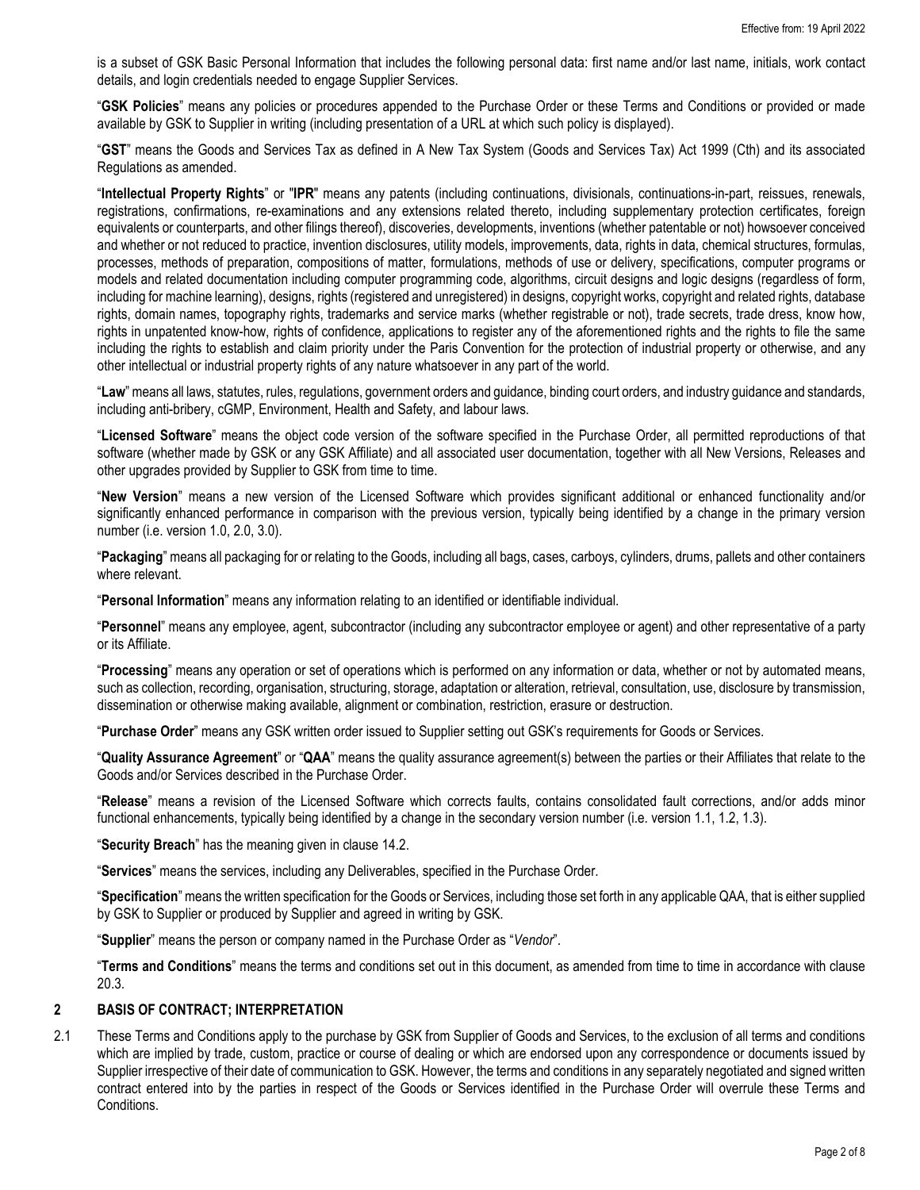is a subset of GSK Basic Personal Information that includes the following personal data: first name and/or last name, initials, work contact details, and login credentials needed to engage Supplier Services.

"**GSK Policies**" means any policies or procedures appended to the Purchase Order or these Terms and Conditions or provided or made available by GSK to Supplier in writing (including presentation of a URL at which such policy is displayed).

"**GST**" means the Goods and Services Tax as defined in A New Tax System (Goods and Services Tax) Act 1999 (Cth) and its associated Regulations as amended.

"**Intellectual Property Rights**" or "**IPR**" means any patents (including continuations, divisionals, continuations-in-part, reissues, renewals, registrations, confirmations, re-examinations and any extensions related thereto, including supplementary protection certificates, foreign equivalents or counterparts, and other filings thereof), discoveries, developments, inventions (whether patentable or not) howsoever conceived and whether or not reduced to practice, invention disclosures, utility models, improvements, data, rights in data, chemical structures, formulas, processes, methods of preparation, compositions of matter, formulations, methods of use or delivery, specifications, computer programs or models and related documentation including computer programming code, algorithms, circuit designs and logic designs (regardless of form, including for machine learning), designs, rights (registered and unregistered) in designs, copyright works, copyright and related rights, database rights, domain names, topography rights, trademarks and service marks (whether registrable or not), trade secrets, trade dress, know how, rights in unpatented know-how, rights of confidence, applications to register any of the aforementioned rights and the rights to file the same including the rights to establish and claim priority under the Paris Convention for the protection of industrial property or otherwise, and any other intellectual or industrial property rights of any nature whatsoever in any part of the world.

"**Law**" means all laws, statutes, rules, regulations, government orders and guidance, binding court orders, and industry guidance and standards, including anti-bribery, cGMP, Environment, Health and Safety, and labour laws.

"**Licensed Software**" means the object code version of the software specified in the Purchase Order, all permitted reproductions of that software (whether made by GSK or any GSK Affiliate) and all associated user documentation, together with all New Versions, Releases and other upgrades provided by Supplier to GSK from time to time.

"**New Version**" means a new version of the Licensed Software which provides significant additional or enhanced functionality and/or significantly enhanced performance in comparison with the previous version, typically being identified by a change in the primary version number (i.e. version 1.0, 2.0, 3.0).

"**Packaging**" means all packaging for or relating to the Goods, including all bags, cases, carboys, cylinders, drums, pallets and other containers where relevant.

"**Personal Information**" means any information relating to an identified or identifiable individual.

"**Personnel**" means any employee, agent, subcontractor (including any subcontractor employee or agent) and other representative of a party or its Affiliate.

"**Processing**" means any operation or set of operations which is performed on any information or data, whether or not by automated means, such as collection, recording, organisation, structuring, storage, adaptation or alteration, retrieval, consultation, use, disclosure by transmission, dissemination or otherwise making available, alignment or combination, restriction, erasure or destruction.

"**Purchase Order**" means any GSK written order issued to Supplier setting out GSK's requirements for Goods or Services.

"**Quality Assurance Agreement**" or "**QAA**" means the quality assurance agreement(s) between the parties or their Affiliates that relate to the Goods and/or Services described in the Purchase Order.

"**Release**" means a revision of the Licensed Software which corrects faults, contains consolidated fault corrections, and/or adds minor functional enhancements, typically being identified by a change in the secondary version number (i.e. version 1.1, 1.2, 1.3).

"**Security Breach**" has the meaning given in clause 14.2.

"**Services**" means the services, including any Deliverables, specified in the Purchase Order.

"**Specification**" means the written specification for the Goods or Services, including those set forth in any applicable QAA, that is either supplied by GSK to Supplier or produced by Supplier and agreed in writing by GSK.

"**Supplier**" means the person or company named in the Purchase Order as "*Vendor*".

"**Terms and Conditions**" means the terms and conditions set out in this document, as amended from time to time in accordance with clause 20.3.

## 2 BASIS OF CONTRACT; INTERPRETATION

2.1 These Terms and Conditions apply to the purchase by GSK from Supplier of Goods and Services, to the exclusion of all terms and conditions which are implied by trade, custom, practice or course of dealing or which are endorsed upon any correspondence or documents issued by Supplier irrespective of their date of communication to GSK. However, the terms and conditions in any separately negotiated and signed written contract entered into by the parties in respect of the Goods or Services identified in the Purchase Order will overrule these Terms and Conditions.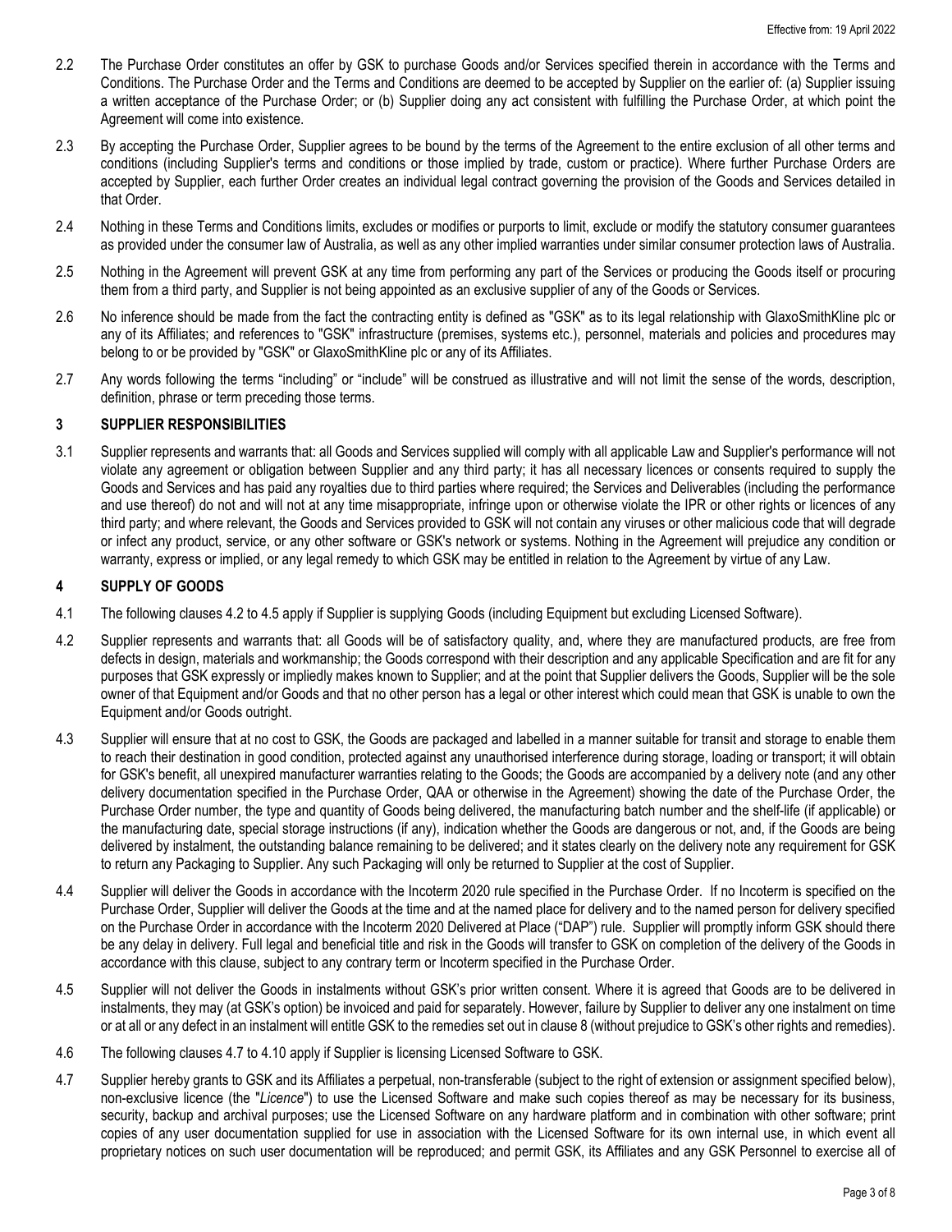2.2 The Purchase Order constitutes an offer by GSK to purchase Goods and/or Services specified therein in accordance with the Terms and Conditions. The Purchase Order and the Terms and Conditions are deemed to be accepted by Supplier on the earlier of: (a) Supplier issuing a written acceptance of the Purchase Order; or (b) Supplier doing any act consistent with fulfilling the Purchase Order, at which point the Agreement will come into existence.

2.3 By accepting the Purchase Order, Supplier agrees to be bound by the terms of the Agreement to the entire exclusion of all other terms and conditions (including Supplier's terms and conditions or those implied by trade, custom or practice). Where further Purchase Orders are accepted by Supplier, each further Order creates an individual legal contract governing the provision of the Goods and Services detailed in that Order.

2.4 Nothing in these Terms and Conditions limits, excludes or modifies or purports to limit, exclude or modify the statutory consumer guarantees as provided under the consumer law of Australia, as well as any other implied warranties under similar consumer protection laws of Australia.

2.5 Nothing in the Agreement will prevent GSK at any time from performing any part of the Services or producing the Goods itself or procuring them from a third party, and Supplier is not being appointed as an exclusive supplier of any of the Goods or Services.

2.6 No inference should be made from the fact the contracting entity is defined as "GSK" as to its legal relationship with GlaxoSmithKline plc or any of its Affiliates; and references to "GSK" infrastructure (premises, systems etc.), personnel, materials and policies and procedures may belong to or be provided by "GSK" or GlaxoSmithKline plc or any of its Affiliates.

2.7 Any words following the terms "including" or "include" will be construed as illustrative and will not limit the sense of the words, description, definition, phrase or term preceding those terms.

## 3 SUPPLIER RESPONSIBILITIES

3.1 Supplier represents and warrants that: all Goods and Services supplied will comply with all applicable Law and Supplier's performance will not violate any agreement or obligation between Supplier and any third party; it has all necessary licences or consents required to supply the Goods and Services and has paid any royalties due to third parties where required; the Services and Deliverables (including the performance and use thereof) do not and will not at any time misappropriate, infringe upon or otherwise violate the IPR or other rights or licences of any third party; and where relevant, the Goods and Services provided to GSK will not contain any viruses or other malicious code that will degrade or infect any product, service, or any other software or GSK's network or systems. Nothing in the Agreement will prejudice any condition or warranty, express or implied, or any legal remedy to which GSK may be entitled in relation to the Agreement by virtue of any Law.

## 4 SUPPLY OF GOODS

4.1 The following clauses 4.2 to 4.5 apply if Supplier is supplying Goods (including Equipment but excluding Licensed Software).

4.2 Supplier represents and warrants that: all Goods will be of satisfactory quality, and, where they are manufactured products, are free from defects in design, materials and workmanship; the Goods correspond with their description and any applicable Specification and are fit for any purposes that GSK expressly or impliedly makes known to Supplier; and at the point that Supplier delivers the Goods, Supplier will be the sole owner of that Equipment and/or Goods and that no other person has a legal or other interest which could mean that GSK is unable to own the Equipment and/or Goods outright.

4.3 Supplier will ensure that at no cost to GSK, the Goods are packaged and labelled in a manner suitable for transit and storage to enable them to reach their destination in good condition, protected against any unauthorised interference during storage, loading or transport; it will obtain for GSK's benefit, all unexpired manufacturer warranties relating to the Goods; the Goods are accompanied by a delivery note (and any other delivery documentation specified in the Purchase Order, QAA or otherwise in the Agreement) showing the date of the Purchase Order, the Purchase Order number, the type and quantity of Goods being delivered, the manufacturing batch number and the shelf-life (if applicable) or the manufacturing date, special storage instructions (if any), indication whether the Goods are dangerous or not, and, if the Goods are being delivered by instalment, the outstanding balance remaining to be delivered; and it states clearly on the delivery note any requirement for GSK to return any Packaging to Supplier. Any such Packaging will only be returned to Supplier at the cost of Supplier.

4.4 Supplier will deliver the Goods in accordance with the Incoterm 2020 rule specified in the Purchase Order. If no Incoterm is specified on the Purchase Order, Supplier will deliver the Goods at the time and at the named place for delivery and to the named person for delivery specified on the Purchase Order in accordance with the Incoterm 2020 Delivered at Place ("DAP") rule. Supplier will promptly inform GSK should there be any delay in delivery. Full legal and beneficial title and risk in the Goods will transfer to GSK on completion of the delivery of the Goods in accordance with this clause, subject to any contrary term or Incoterm specified in the Purchase Order.

4.5 Supplier will not deliver the Goods in instalments without GSK's prior written consent. Where it is agreed that Goods are to be delivered in instalments, they may (at GSK's option) be invoiced and paid for separately. However, failure by Supplier to deliver any one instalment on time or at all or any defect in an instalment will entitle GSK to the remedies set out in clause 8 (without prejudice to GSK's other rights and remedies).

4.6 The following clauses 4.7 to 4.10 apply if Supplier is licensing Licensed Software to GSK.

4.7 Supplier hereby grants to GSK and its Affiliates a perpetual, non-transferable (subject to the right of extension or assignment specified below), non-exclusive licence (the "*Licence*") to use the Licensed Software and make such copies thereof as may be necessary for its business, security, backup and archival purposes; use the Licensed Software on any hardware platform and in combination with other software; print copies of any user documentation supplied for use in association with the Licensed Software for its own internal use, in which event all proprietary notices on such user documentation will be reproduced; and permit GSK, its Affiliates and any GSK Personnel to exercise all of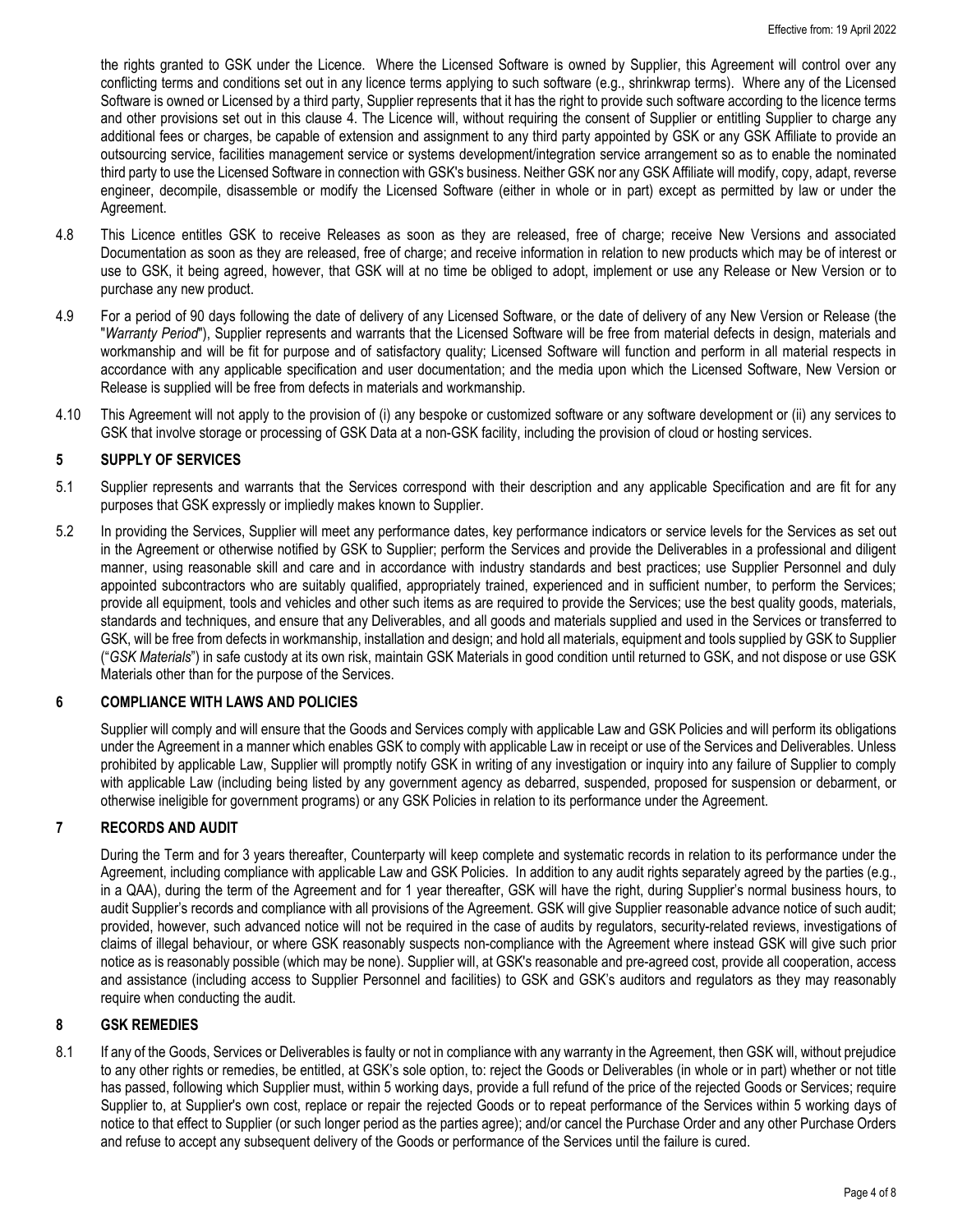the rights granted to GSK under the Licence. Where the Licensed Software is owned by Supplier, this Agreement will control over any conflicting terms and conditions set out in any licence terms applying to such software (e.g., shrinkwrap terms). Where any of the Licensed Software is owned or Licensed by a third party, Supplier represents that it has the right to provide such software according to the licence terms and other provisions set out in this clause 4. The Licence will, without requiring the consent of Supplier or entitling Supplier to charge any additional fees or charges, be capable of extension and assignment to any third party appointed by GSK or any GSK Affiliate to provide an outsourcing service, facilities management service or systems development/integration service arrangement so as to enable the nominated third party to use the Licensed Software in connection with GSK's business. Neither GSK nor any GSK Affiliate will modify, copy, adapt, reverse engineer, decompile, disassemble or modify the Licensed Software (either in whole or in part) except as permitted by law or under the Agreement.

4.8 This Licence entitles GSK to receive Releases as soon as they are released, free of charge; receive New Versions and associated Documentation as soon as they are released, free of charge; and receive information in relation to new products which may be of interest or use to GSK, it being agreed, however, that GSK will at no time be obliged to adopt, implement or use any Release or New Version or to purchase any new product.

4.9 For a period of 90 days following the date of delivery of any Licensed Software, or the date of delivery of any New Version or Release (the "*Warranty Period*"), Supplier represents and warrants that the Licensed Software will be free from material defects in design, materials and workmanship and will be fit for purpose and of satisfactory quality; Licensed Software will function and perform in all material respects in accordance with any applicable specification and user documentation; and the media upon which the Licensed Software, New Version or Release is supplied will be free from defects in materials and workmanship.

4.10 This Agreement will not apply to the provision of (i) any bespoke or customized software or any software development or (ii) any services to GSK that involve storage or processing of GSK Data at a non-GSK facility, including the provision of cloud or hosting services.

## 5 SUPPLY OF SERVICES

5.1 Supplier represents and warrants that the Services correspond with their description and any applicable Specification and are fit for any purposes that GSK expressly or impliedly makes known to Supplier.

5.2 In providing the Services, Supplier will meet any performance dates, key performance indicators or service levels for the Services as set out in the Agreement or otherwise notified by GSK to Supplier; perform the Services and provide the Deliverables in a professional and diligent manner, using reasonable skill and care and in accordance with industry standards and best practices; use Supplier Personnel and duly appointed subcontractors who are suitably qualified, appropriately trained, experienced and in sufficient number, to perform the Services; provide all equipment, tools and vehicles and other such items as are required to provide the Services; use the best quality goods, materials, standards and techniques, and ensure that any Deliverables, and all goods and materials supplied and used in the Services or transferred to GSK, will be free from defects in workmanship, installation and design; and hold all materials, equipment and tools supplied by GSK to Supplier ("*GSK Materials*") in safe custody at its own risk, maintain GSK Materials in good condition until returned to GSK, and not dispose or use GSK Materials other than for the purpose of the Services.

## 6 COMPLIANCE WITH LAWS AND POLICIES

Supplier will comply and will ensure that the Goods and Services comply with applicable Law and GSK Policies and will perform its obligations under the Agreement in a manner which enables GSK to comply with applicable Law in receipt or use of the Services and Deliverables. Unless prohibited by applicable Law, Supplier will promptly notify GSK in writing of any investigation or inquiry into any failure of Supplier to comply with applicable Law (including being listed by any government agency as debarred, suspended, proposed for suspension or debarment, or otherwise ineligible for government programs) or any GSK Policies in relation to its performance under the Agreement.

## 7 RECORDS AND AUDIT

During the Term and for 3 years thereafter, Counterparty will keep complete and systematic records in relation to its performance under the Agreement, including compliance with applicable Law and GSK Policies. In addition to any audit rights separately agreed by the parties (e.g., in a QAA), during the term of the Agreement and for 1 year thereafter, GSK will have the right, during Supplier's normal business hours, to audit Supplier's records and compliance with all provisions of the Agreement. GSK will give Supplier reasonable advance notice of such audit; provided, however, such advanced notice will not be required in the case of audits by regulators, security-related reviews, investigations of claims of illegal behaviour, or where GSK reasonably suspects non-compliance with the Agreement where instead GSK will give such prior notice as is reasonably possible (which may be none). Supplier will, at GSK's reasonable and pre-agreed cost, provide all cooperation, access and assistance (including access to Supplier Personnel and facilities) to GSK and GSK's auditors and regulators as they may reasonably require when conducting the audit.

## 8 GSK REMEDIES

8.1 If any of the Goods, Services or Deliverables is faulty or not in compliance with any warranty in the Agreement, then GSK will, without prejudice to any other rights or remedies, be entitled, at GSK's sole option, to: reject the Goods or Deliverables (in whole or in part) whether or not title has passed, following which Supplier must, within 5 working days, provide a full refund of the price of the rejected Goods or Services; require Supplier to, at Supplier's own cost, replace or repair the rejected Goods or to repeat performance of the Services within 5 working days of notice to that effect to Supplier (or such longer period as the parties agree); and/or cancel the Purchase Order and any other Purchase Orders and refuse to accept any subsequent delivery of the Goods or performance of the Services until the failure is cured.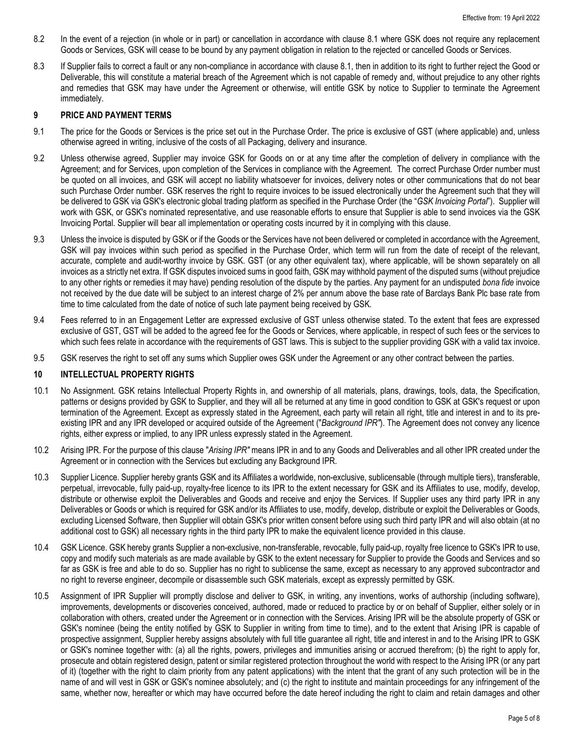8.2 In the event of a rejection (in whole or in part) or cancellation in accordance with clause 8.1 where GSK does not require any replacement Goods or Services, GSK will cease to be bound by any payment obligation in relation to the rejected or cancelled Goods or Services.

8.3 If Supplier fails to correct a fault or any non-compliance in accordance with clause 8.1, then in addition to its right to further reject the Good or Deliverable, this will constitute a material breach of the Agreement which is not capable of remedy and, without prejudice to any other rights and remedies that GSK may have under the Agreement or otherwise, will entitle GSK by notice to Supplier to terminate the Agreement immediately.

## 9 PRICE AND PAYMENT TERMS

9.1 The price for the Goods or Services is the price set out in the Purchase Order. The price is exclusive of GST (where applicable) and, unless otherwise agreed in writing, inclusive of the costs of all Packaging, delivery and insurance.

9.2 Unless otherwise agreed, Supplier may invoice GSK for Goods on or at any time after the completion of delivery in compliance with the Agreement; and for Services, upon completion of the Services in compliance with the Agreement. The correct Purchase Order number must be quoted on all invoices, and GSK will accept no liability whatsoever for invoices, delivery notes or other communications that do not bear such Purchase Order number. GSK reserves the right to require invoices to be issued electronically under the Agreement such that they will be delivered to GSK via GSK's electronic global trading platform as specified in the Purchase Order (the "*GSK Invoicing Portal*"). Supplier will work with GSK, or GSK's nominated representative, and use reasonable efforts to ensure that Supplier is able to send invoices via the GSK Invoicing Portal. Supplier will bear all implementation or operating costs incurred by it in complying with this clause.

9.3 Unless the invoice is disputed by GSK or if the Goods or the Services have not been delivered or completed in accordance with the Agreement, GSK will pay invoices within such period as specified in the Purchase Order, which term will run from the date of receipt of the relevant, accurate, complete and audit-worthy invoice by GSK. GST (or any other equivalent tax), where applicable, will be shown separately on all invoices as a strictly net extra. If GSK disputes invoiced sums in good faith, GSK may withhold payment of the disputed sums (without prejudice to any other rights or remedies it may have) pending resolution of the dispute by the parties. Any payment for an undisputed *bona fide* invoice not received by the due date will be subject to an interest charge of 2% per annum above the base rate of Barclays Bank Plc base rate from time to time calculated from the date of notice of such late payment being received by GSK.

9.4 Fees referred to in an Engagement Letter are expressed exclusive of GST unless otherwise stated. To the extent that fees are expressed exclusive of GST, GST will be added to the agreed fee for the Goods or Services, where applicable, in respect of such fees or the services to which such fees relate in accordance with the requirements of GST laws. This is subject to the supplier providing GSK with a valid tax invoice.

9.5 GSK reserves the right to set off any sums which Supplier owes GSK under the Agreement or any other contract between the parties.

## 10 INTELLECTUAL PROPERTY RIGHTS

10.1 No Assignment. GSK retains Intellectual Property Rights in, and ownership of all materials, plans, drawings, tools, data, the Specification, patterns or designs provided by GSK to Supplier, and they will all be returned at any time in good condition to GSK at GSK's request or upon termination of the Agreement. Except as expressly stated in the Agreement, each party will retain all right, title and interest in and to its pre-existing IPR and any IPR developed or acquired outside of the Agreement ("*Background IPR"*). The Agreement does not convey any licence rights, either express or implied, to any IPR unless expressly stated in the Agreement.

10.2 Arising IPR. For the purpose of this clause "*Arising IPR"* means IPR in and to any Goods and Deliverables and all other IPR created under the Agreement or in connection with the Services but excluding any Background IPR.

10.3 Supplier Licence. Supplier hereby grants GSK and its Affiliates a worldwide, non-exclusive, sublicensable (through multiple tiers), transferable, perpetual, irrevocable, fully paid-up, royalty-free licence to its IPR to the extent necessary for GSK and its Affiliates to use, modify, develop, distribute or otherwise exploit the Deliverables and Goods and receive and enjoy the Services. If Supplier uses any third party IPR in any Deliverables or Goods or which is required for GSK and/or its Affiliates to use, modify, develop, distribute or exploit the Deliverables or Goods, excluding Licensed Software, then Supplier will obtain GSK's prior written consent before using such third party IPR and will also obtain (at no additional cost to GSK) all necessary rights in the third party IPR to make the equivalent licence provided in this clause.

10.4 GSK Licence. GSK hereby grants Supplier a non-exclusive, non-transferable, revocable, fully paid-up, royalty free licence to GSK's IPR to use, copy and modify such materials as are made available by GSK to the extent necessary for Supplier to provide the Goods and Services and so far as GSK is free and able to do so. Supplier has no right to sublicense the same, except as necessary to any approved subcontractor and no right to reverse engineer, decompile or disassemble such GSK materials, except as expressly permitted by GSK.

10.5 Assignment of IPR Supplier will promptly disclose and deliver to GSK, in writing, any inventions, works of authorship (including software), improvements, developments or discoveries conceived, authored, made or reduced to practice by or on behalf of Supplier, either solely or in collaboration with others, created under the Agreement or in connection with the Services. Arising IPR will be the absolute property of GSK or GSK's nominee (being the entity notified by GSK to Supplier in writing from time to time), and to the extent that Arising IPR is capable of prospective assignment, Supplier hereby assigns absolutely with full title guarantee all right, title and interest in and to the Arising IPR to GSK or GSK's nominee together with: (a) all the rights, powers, privileges and immunities arising or accrued therefrom; (b) the right to apply for, prosecute and obtain registered design, patent or similar registered protection throughout the world with respect to the Arising IPR (or any part of it) (together with the right to claim priority from any patent applications) with the intent that the grant of any such protection will be in the name of and will vest in GSK or GSK's nominee absolutely; and (c) the right to institute and maintain proceedings for any infringement of the same, whether now, hereafter or which may have occurred before the date hereof including the right to claim and retain damages and other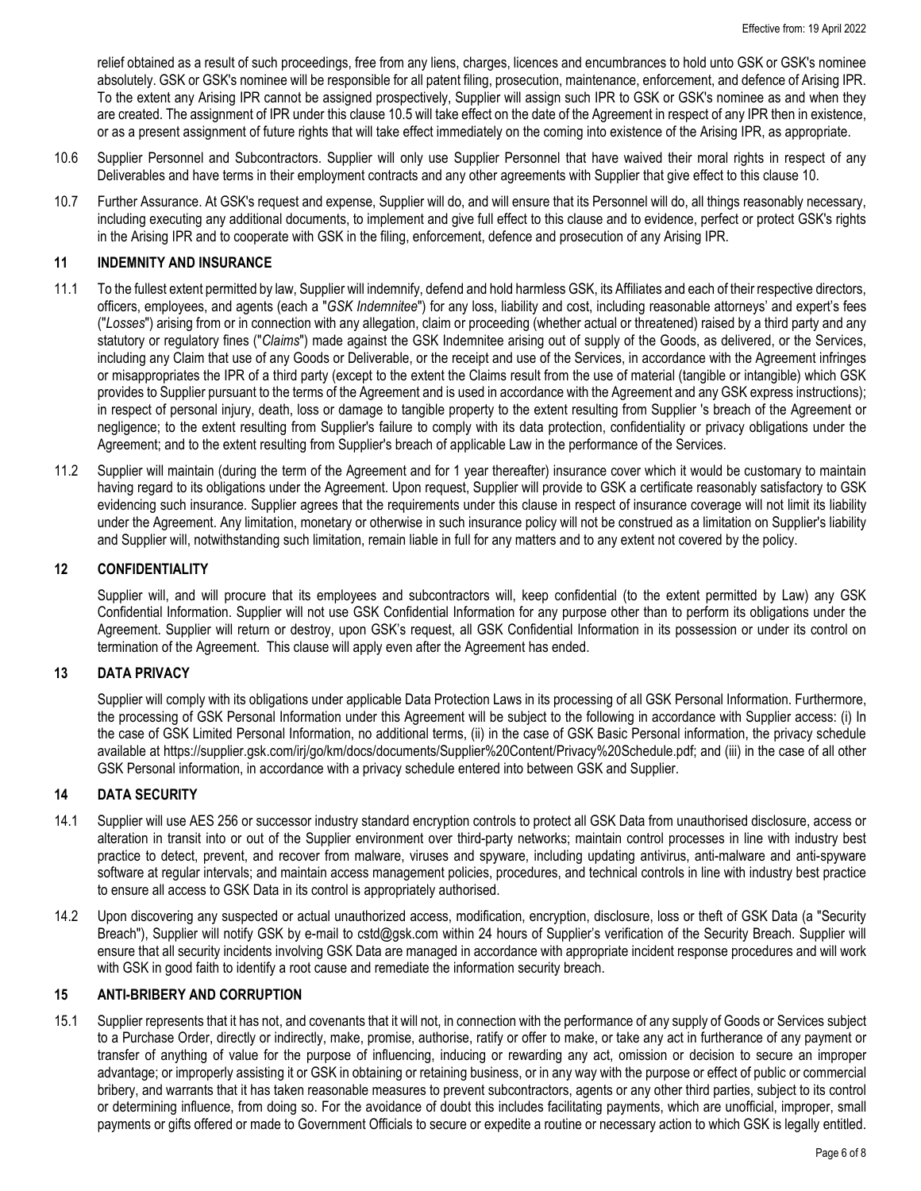relief obtained as a result of such proceedings, free from any liens, charges, licences and encumbrances to hold unto GSK or GSK's nominee absolutely. GSK or GSK's nominee will be responsible for all patent filing, prosecution, maintenance, enforcement, and defence of Arising IPR. To the extent any Arising IPR cannot be assigned prospectively, Supplier will assign such IPR to GSK or GSK's nominee as and when they are created. The assignment of IPR under this clause 10.5 will take effect on the date of the Agreement in respect of any IPR then in existence, or as a present assignment of future rights that will take effect immediately on the coming into existence of the Arising IPR, as appropriate.

10.6 Supplier Personnel and Subcontractors. Supplier will only use Supplier Personnel that have waived their moral rights in respect of any Deliverables and have terms in their employment contracts and any other agreements with Supplier that give effect to this clause 10.

10.7 Further Assurance. At GSK's request and expense, Supplier will do, and will ensure that its Personnel will do, all things reasonably necessary, including executing any additional documents, to implement and give full effect to this clause and to evidence, perfect or protect GSK's rights in the Arising IPR and to cooperate with GSK in the filing, enforcement, defence and prosecution of any Arising IPR.

## 11 INDEMNITY AND INSURANCE

11.1 To the fullest extent permitted by law, Supplier will indemnify, defend and hold harmless GSK, its Affiliates and each of their respective directors, officers, employees, and agents (each a "*GSK Indemnitee*") for any loss, liability and cost, including reasonable attorneys' and expert's fees ("*Losses*") arising from or in connection with any allegation, claim or proceeding (whether actual or threatened) raised by a third party and any statutory or regulatory fines ("*Claims*") made against the GSK Indemnitee arising out of supply of the Goods, as delivered, or the Services, including any Claim that use of any Goods or Deliverable, or the receipt and use of the Services, in accordance with the Agreement infringes or misappropriates the IPR of a third party (except to the extent the Claims result from the use of material (tangible or intangible) which GSK provides to Supplier pursuant to the terms of the Agreement and is used in accordance with the Agreement and any GSK express instructions); in respect of personal injury, death, loss or damage to tangible property to the extent resulting from Supplier 's breach of the Agreement or negligence; to the extent resulting from Supplier's failure to comply with its data protection, confidentiality or privacy obligations under the Agreement; and to the extent resulting from Supplier's breach of applicable Law in the performance of the Services.

11.2 Supplier will maintain (during the term of the Agreement and for 1 year thereafter) insurance cover which it would be customary to maintain having regard to its obligations under the Agreement. Upon request, Supplier will provide to GSK a certificate reasonably satisfactory to GSK evidencing such insurance. Supplier agrees that the requirements under this clause in respect of insurance coverage will not limit its liability under the Agreement. Any limitation, monetary or otherwise in such insurance policy will not be construed as a limitation on Supplier's liability and Supplier will, notwithstanding such limitation, remain liable in full for any matters and to any extent not covered by the policy.

## 12 CONFIDENTIALITY

Supplier will, and will procure that its employees and subcontractors will, keep confidential (to the extent permitted by Law) any GSK Confidential Information. Supplier will not use GSK Confidential Information for any purpose other than to perform its obligations under the Agreement. Supplier will return or destroy, upon GSK's request, all GSK Confidential Information in its possession or under its control on termination of the Agreement. This clause will apply even after the Agreement has ended.

## 13 DATA PRIVACY

Supplier will comply with its obligations under applicable Data Protection Laws in its processing of all GSK Personal Information. Furthermore, the processing of GSK Personal Information under this Agreement will be subject to the following in accordance with Supplier access: (i) In the case of GSK Limited Personal Information, no additional terms, (ii) in the case of GSK Basic Personal information, the privacy schedule available at https://supplier.gsk.com/irj/go/km/docs/documents/Supplier%20Content/Privacy%20Schedule.pdf; and (iii) in the case of all other GSK Personal information, in accordance with a privacy schedule entered into between GSK and Supplier.

## 14 DATA SECURITY

14.1 Supplier will use AES 256 or successor industry standard encryption controls to protect all GSK Data from unauthorised disclosure, access or alteration in transit into or out of the Supplier environment over third-party networks; maintain control processes in line with industry best practice to detect, prevent, and recover from malware, viruses and spyware, including updating antivirus, anti-malware and anti-spyware software at regular intervals; and maintain access management policies, procedures, and technical controls in line with industry best practice to ensure all access to GSK Data in its control is appropriately authorised.

14.2 Upon discovering any suspected or actual unauthorized access, modification, encryption, disclosure, loss or theft of GSK Data (a "Security Breach"), Supplier will notify GSK by e-mail to cstd@gsk.com within 24 hours of Supplier's verification of the Security Breach. Supplier will ensure that all security incidents involving GSK Data are managed in accordance with appropriate incident response procedures and will work with GSK in good faith to identify a root cause and remediate the information security breach.

## 15 ANTI-BRIBERY AND CORRUPTION

15.1 Supplier represents that it has not, and covenants that it will not, in connection with the performance of any supply of Goods or Services subject to a Purchase Order, directly or indirectly, make, promise, authorise, ratify or offer to make, or take any act in furtherance of any payment or transfer of anything of value for the purpose of influencing, inducing or rewarding any act, omission or decision to secure an improper advantage; or improperly assisting it or GSK in obtaining or retaining business, or in any way with the purpose or effect of public or commercial bribery, and warrants that it has taken reasonable measures to prevent subcontractors, agents or any other third parties, subject to its control or determining influence, from doing so. For the avoidance of doubt this includes facilitating payments, which are unofficial, improper, small payments or gifts offered or made to Government Officials to secure or expedite a routine or necessary action to which GSK is legally entitled.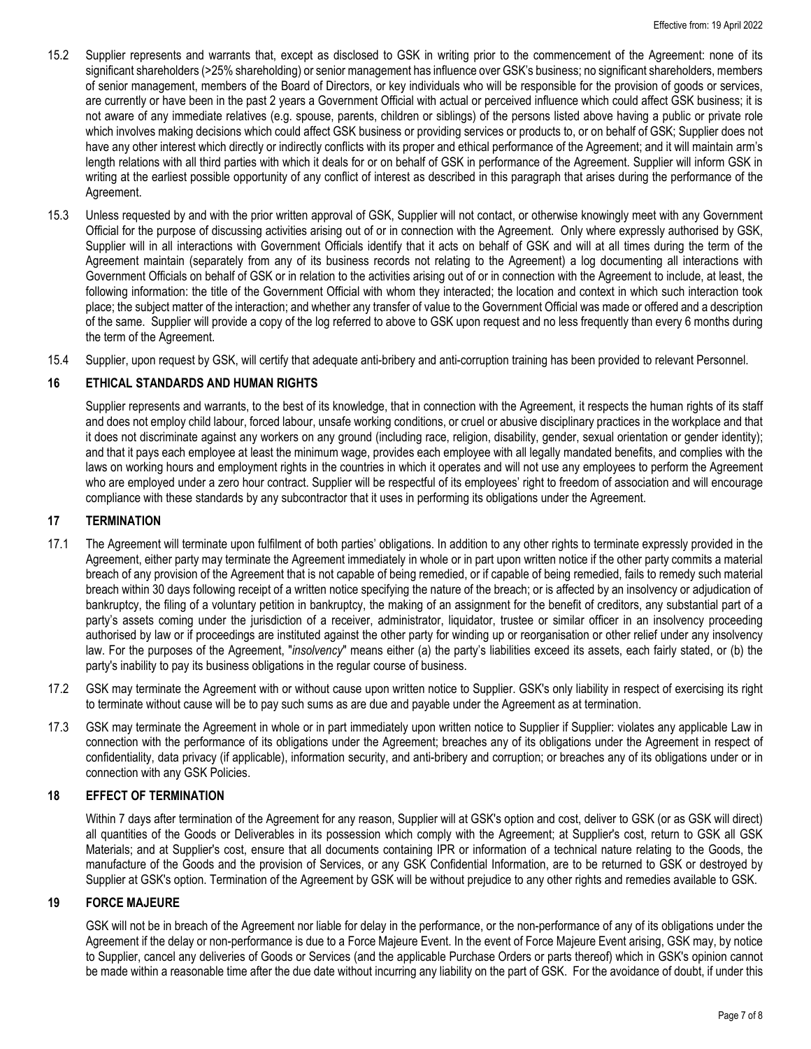15.2 Supplier represents and warrants that, except as disclosed to GSK in writing prior to the commencement of the Agreement: none of its significant shareholders (>25% shareholding) or senior management has influence over GSK's business; no significant shareholders, members of senior management, members of the Board of Directors, or key individuals who will be responsible for the provision of goods or services, are currently or have been in the past 2 years a Government Official with actual or perceived influence which could affect GSK business; it is not aware of any immediate relatives (e.g. spouse, parents, children or siblings) of the persons listed above having a public or private role which involves making decisions which could affect GSK business or providing services or products to, or on behalf of GSK; Supplier does not have any other interest which directly or indirectly conflicts with its proper and ethical performance of the Agreement; and it will maintain arm's length relations with all third parties with which it deals for or on behalf of GSK in performance of the Agreement. Supplier will inform GSK in writing at the earliest possible opportunity of any conflict of interest as described in this paragraph that arises during the performance of the Agreement.

15.3 Unless requested by and with the prior written approval of GSK, Supplier will not contact, or otherwise knowingly meet with any Government Official for the purpose of discussing activities arising out of or in connection with the Agreement. Only where expressly authorised by GSK, Supplier will in all interactions with Government Officials identify that it acts on behalf of GSK and will at all times during the term of the Agreement maintain (separately from any of its business records not relating to the Agreement) a log documenting all interactions with Government Officials on behalf of GSK or in relation to the activities arising out of or in connection with the Agreement to include, at least, the following information: the title of the Government Official with whom they interacted; the location and context in which such interaction took place; the subject matter of the interaction; and whether any transfer of value to the Government Official was made or offered and a description of the same. Supplier will provide a copy of the log referred to above to GSK upon request and no less frequently than every 6 months during the term of the Agreement.

15.4 Supplier, upon request by GSK, will certify that adequate anti-bribery and anti-corruption training has been provided to relevant Personnel.

## 16 ETHICAL STANDARDS AND HUMAN RIGHTS

Supplier represents and warrants, to the best of its knowledge, that in connection with the Agreement, it respects the human rights of its staff and does not employ child labour, forced labour, unsafe working conditions, or cruel or abusive disciplinary practices in the workplace and that it does not discriminate against any workers on any ground (including race, religion, disability, gender, sexual orientation or gender identity); and that it pays each employee at least the minimum wage, provides each employee with all legally mandated benefits, and complies with the laws on working hours and employment rights in the countries in which it operates and will not use any employees to perform the Agreement who are employed under a zero hour contract. Supplier will be respectful of its employees' right to freedom of association and will encourage compliance with these standards by any subcontractor that it uses in performing its obligations under the Agreement.

## 17 TERMINATION

17.1 The Agreement will terminate upon fulfilment of both parties' obligations. In addition to any other rights to terminate expressly provided in the Agreement, either party may terminate the Agreement immediately in whole or in part upon written notice if the other party commits a material breach of any provision of the Agreement that is not capable of being remedied, or if capable of being remedied, fails to remedy such material breach within 30 days following receipt of a written notice specifying the nature of the breach; or is affected by an insolvency or adjudication of bankruptcy, the filing of a voluntary petition in bankruptcy, the making of an assignment for the benefit of creditors, any substantial part of a party's assets coming under the jurisdiction of a receiver, administrator, liquidator, trustee or similar officer in an insolvency proceeding authorised by law or if proceedings are instituted against the other party for winding up or reorganisation or other relief under any insolvency law. For the purposes of the Agreement, "*insolvency*" means either (a) the party's liabilities exceed its assets, each fairly stated, or (b) the party's inability to pay its business obligations in the regular course of business.

17.2 GSK may terminate the Agreement with or without cause upon written notice to Supplier. GSK's only liability in respect of exercising its right to terminate without cause will be to pay such sums as are due and payable under the Agreement as at termination.

17.3 GSK may terminate the Agreement in whole or in part immediately upon written notice to Supplier if Supplier: violates any applicable Law in connection with the performance of its obligations under the Agreement; breaches any of its obligations under the Agreement in respect of confidentiality, data privacy (if applicable), information security, and anti-bribery and corruption; or breaches any of its obligations under or in connection with any GSK Policies.

## 18 EFFECT OF TERMINATION

Within 7 days after termination of the Agreement for any reason, Supplier will at GSK's option and cost, deliver to GSK (or as GSK will direct) all quantities of the Goods or Deliverables in its possession which comply with the Agreement; at Supplier's cost, return to GSK all GSK Materials; and at Supplier's cost, ensure that all documents containing IPR or information of a technical nature relating to the Goods, the manufacture of the Goods and the provision of Services, or any GSK Confidential Information, are to be returned to GSK or destroyed by Supplier at GSK's option. Termination of the Agreement by GSK will be without prejudice to any other rights and remedies available to GSK.

## 19 FORCE MAJEURE

GSK will not be in breach of the Agreement nor liable for delay in the performance, or the non-performance of any of its obligations under the Agreement if the delay or non-performance is due to a Force Majeure Event. In the event of Force Majeure Event arising, GSK may, by notice to Supplier, cancel any deliveries of Goods or Services (and the applicable Purchase Orders or parts thereof) which in GSK's opinion cannot be made within a reasonable time after the due date without incurring any liability on the part of GSK. For the avoidance of doubt, if under this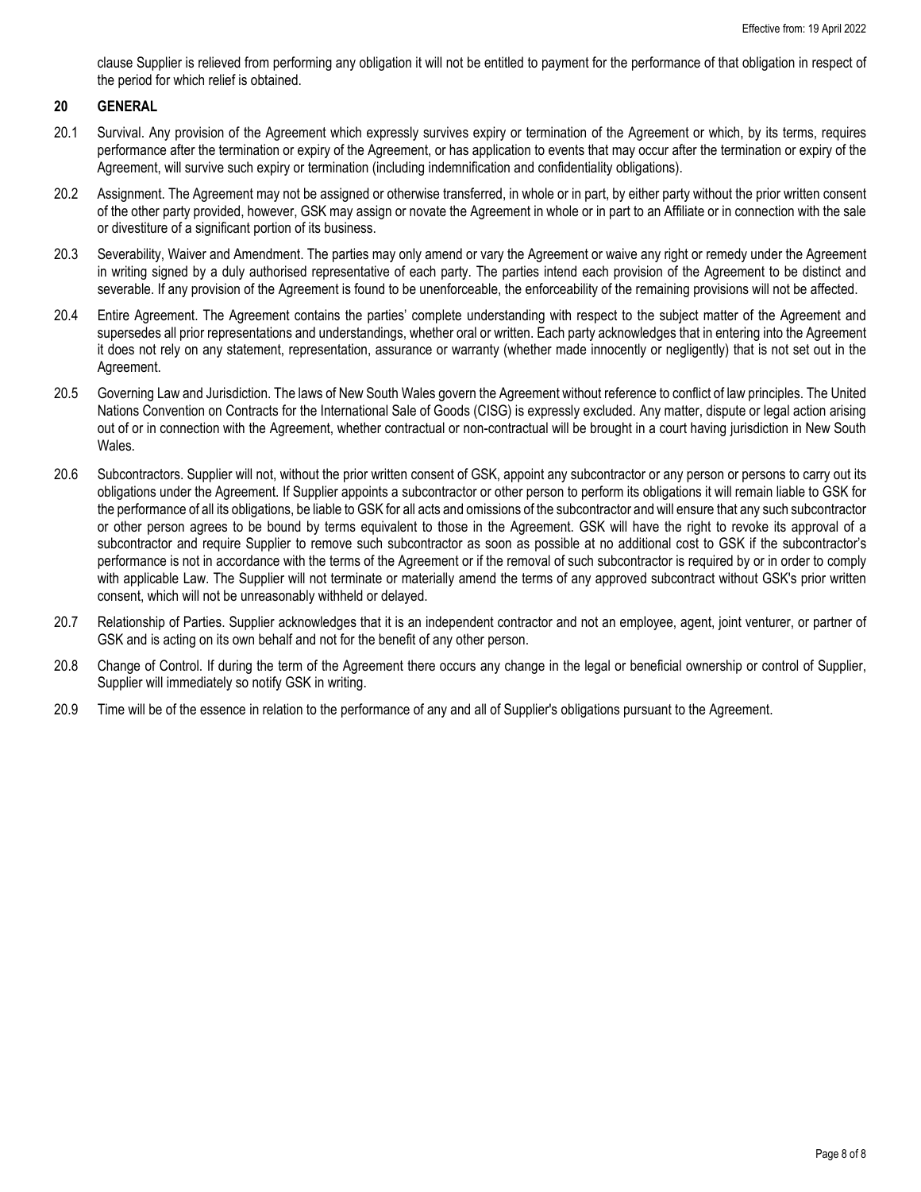clause Supplier is relieved from performing any obligation it will not be entitled to payment for the performance of that obligation in respect of the period for which relief is obtained.

## 20 GENERAL

20.1 Survival. Any provision of the Agreement which expressly survives expiry or termination of the Agreement or which, by its terms, requires performance after the termination or expiry of the Agreement, or has application to events that may occur after the termination or expiry of the Agreement, will survive such expiry or termination (including indemnification and confidentiality obligations).

20.2 Assignment. The Agreement may not be assigned or otherwise transferred, in whole or in part, by either party without the prior written consent of the other party provided, however, GSK may assign or novate the Agreement in whole or in part to an Affiliate or in connection with the sale or divestiture of a significant portion of its business.

20.3 Severability, Waiver and Amendment. The parties may only amend or vary the Agreement or waive any right or remedy under the Agreement in writing signed by a duly authorised representative of each party. The parties intend each provision of the Agreement to be distinct and severable. If any provision of the Agreement is found to be unenforceable, the enforceability of the remaining provisions will not be affected.

20.4 Entire Agreement. The Agreement contains the parties' complete understanding with respect to the subject matter of the Agreement and supersedes all prior representations and understandings, whether oral or written. Each party acknowledges that in entering into the Agreement it does not rely on any statement, representation, assurance or warranty (whether made innocently or negligently) that is not set out in the Agreement.

20.5 Governing Law and Jurisdiction. The laws of New South Wales govern the Agreement without reference to conflict of law principles. The United Nations Convention on Contracts for the International Sale of Goods (CISG) is expressly excluded. Any matter, dispute or legal action arising out of or in connection with the Agreement, whether contractual or non-contractual will be brought in a court having jurisdiction in New South Wales.

20.6 Subcontractors. Supplier will not, without the prior written consent of GSK, appoint any subcontractor or any person or persons to carry out its obligations under the Agreement. If Supplier appoints a subcontractor or other person to perform its obligations it will remain liable to GSK for the performance of all its obligations, be liable to GSK for all acts and omissions of the subcontractor and will ensure that any such subcontractor or other person agrees to be bound by terms equivalent to those in the Agreement. GSK will have the right to revoke its approval of a subcontractor and require Supplier to remove such subcontractor as soon as possible at no additional cost to GSK if the subcontractor's performance is not in accordance with the terms of the Agreement or if the removal of such subcontractor is required by or in order to comply with applicable Law. The Supplier will not terminate or materially amend the terms of any approved subcontract without GSK's prior written consent, which will not be unreasonably withheld or delayed.

20.7 Relationship of Parties. Supplier acknowledges that it is an independent contractor and not an employee, agent, joint venturer, or partner of GSK and is acting on its own behalf and not for the benefit of any other person.

20.8 Change of Control. If during the term of the Agreement there occurs any change in the legal or beneficial ownership or control of Supplier, Supplier will immediately so notify GSK in writing.

20.9 Time will be of the essence in relation to the performance of any and all of Supplier's obligations pursuant to the Agreement.